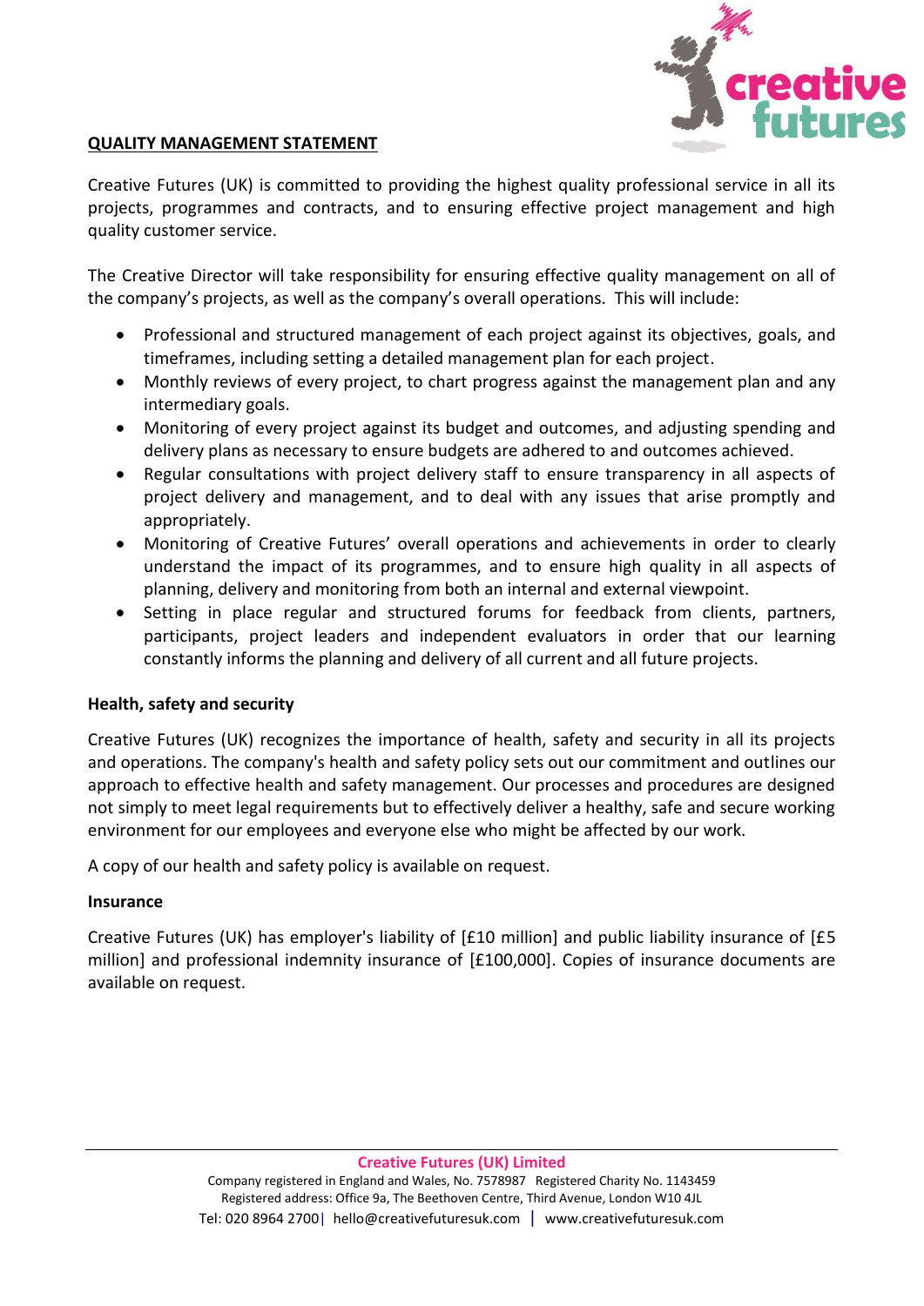## QUALITY MANAGEMENT STATEMENT

Creative Futures (UK) is committed to providing the highest quality professional service in all its projects, programmes and contracts, and to ensuring effective project management and high quality customer service.

The Creative Director will take responsibility for ensuring effective quality management on all of the company's projects, as well as the company's overall operations. This will include:

- Professional and structured management of each project against its objectives, goals, and timeframes, including setting a detailed management plan for each project.
- Monthly reviews of every project, to chart progress against the management plan and any intermediary goals.
- Monitoring of every project against its budget and outcomes, and adjusting spending and delivery plans as necessary to ensure budgets are adhered to and outcomes achieved.
- Regular consultations with project delivery staff to ensure transparency in all aspects of project delivery and management, and to deal with any issues that arise promptly and appropriately.
- Monitoring of Creative Futures' overall operations and achievements in order to clearly understand the impact of its programmes, and to ensure high quality in all aspects of planning, delivery and monitoring from both an internal and external viewpoint.
- Setting in place regular and structured forums for feedback from clients, partners, participants, project leaders and independent evaluators in order that our learning constantly informs the planning and delivery of all current and all future projects.

### Health, safety and security

Creative Futures (UK) recognizes the importance of health, safety and security in all its projects and operations. The company's health and safety policy sets out our commitment and outlines our approach to effective health and safety management. Our processes and procedures are designed not simply to meet legal requirements but to effectively deliver a healthy, safe and secure working environment for our employees and everyone else who might be affected by our work.

A copy of our health and safety policy is available on request.

### Insurance

Creative Futures (UK) has employer's liability of [£10 million] and public liability insurance of [£5 million] and professional indemnity insurance of [£100,000]. Copies of insurance documents are available on request.

**Creative Futures (UK) Limited**
Company registered in England and Wales, No. 7578987 Registered Charity No. 1143459
Registered address: Office 9a, The Beethoven Centre, Third Avenue, London W10 4JL
Tel: 020 8964 2700 | hello@creativefuturesuk.com | www.creativefuturesuk.com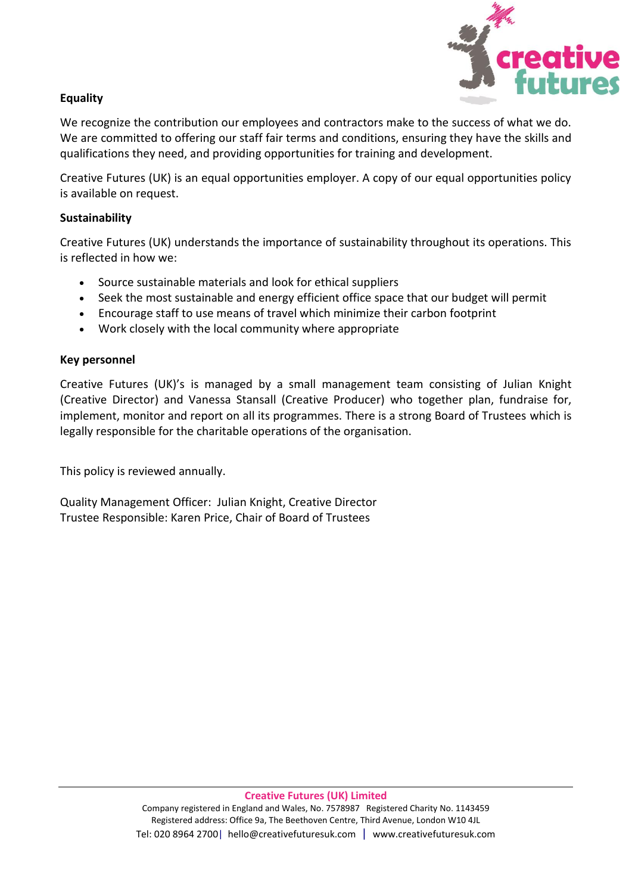**Equality**

We recognize the contribution our employees and contractors make to the success of what we do. We are committed to offering our staff fair terms and conditions, ensuring they have the skills and qualifications they need, and providing opportunities for training and development.

Creative Futures (UK) is an equal opportunities employer. A copy of our equal opportunities policy is available on request.

**Sustainability**

Creative Futures (UK) understands the importance of sustainability throughout its operations. This is reflected in how we:

- Source sustainable materials and look for ethical suppliers
- Seek the most sustainable and energy efficient office space that our budget will permit
- Encourage staff to use means of travel which minimize their carbon footprint
- Work closely with the local community where appropriate

**Key personnel**

Creative Futures (UK)'s is managed by a small management team consisting of Julian Knight (Creative Director) and Vanessa Stansall (Creative Producer) who together plan, fundraise for, implement, monitor and report on all its programmes. There is a strong Board of Trustees which is legally responsible for the charitable operations of the organisation.

This policy is reviewed annually.

Quality Management Officer: Julian Knight, Creative Director
Trustee Responsible: Karen Price, Chair of Board of Trustees